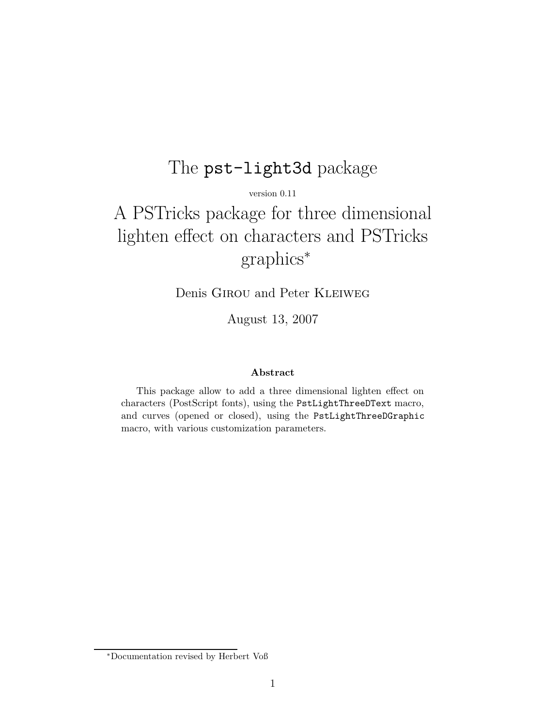# The `pst-light3d` package

version 0.11

# A PSTricks package for three dimensional lighten effect on characters and PSTricks graphics[*]

Denis Girou and Peter Kleiweg

August 13, 2007

**Abstract**

This package allow to add a three dimensional lighten effect on characters (PostScript fonts), using the `PstLightThreeDText` macro, and curves (opened or closed), using the `PstLightThreeDGraphic` macro, with various customization parameters.

[*]Documentation revised by Herbert Voß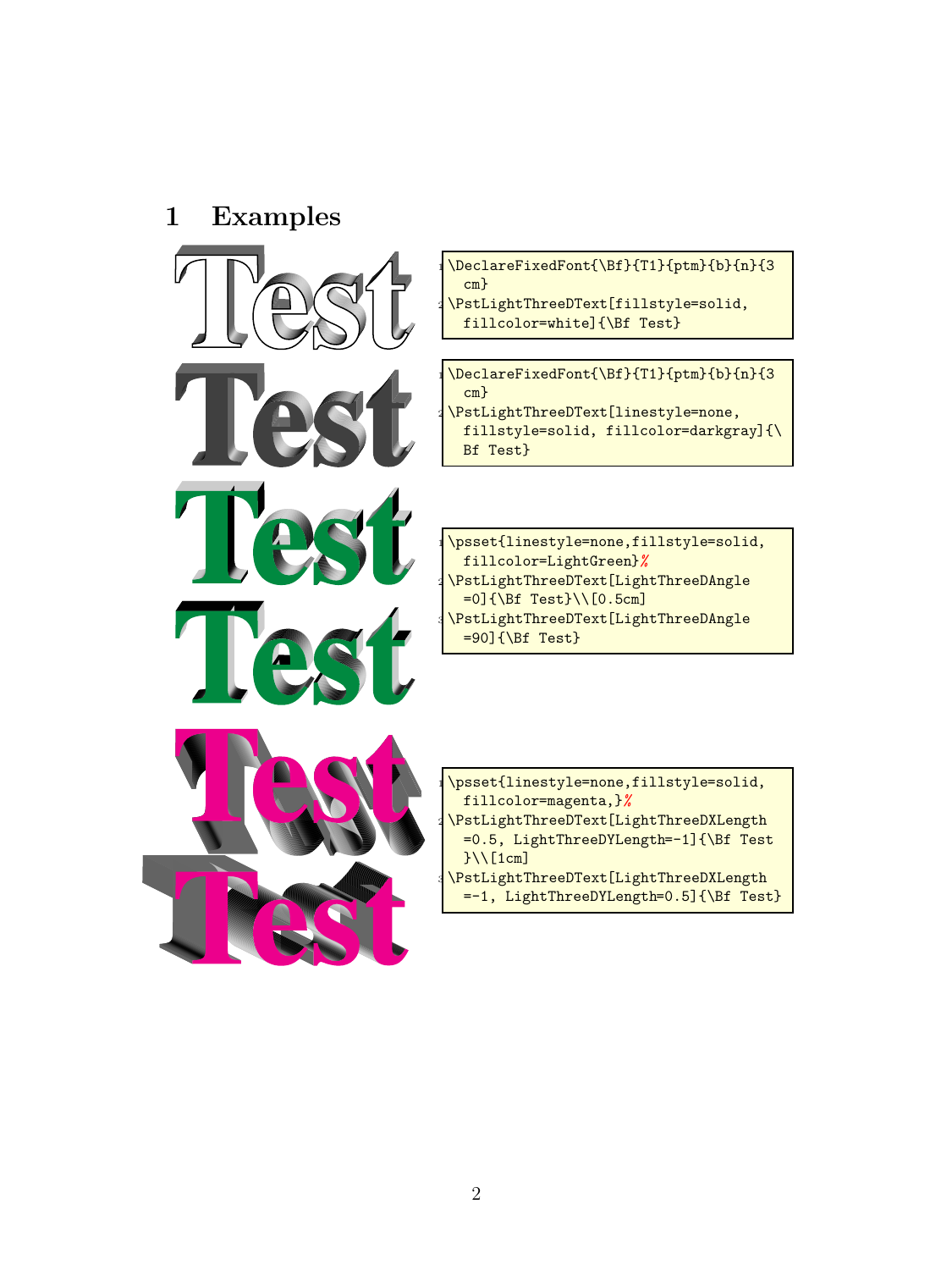# 1 Examples

```
\DeclareFixedFont{\Bf}{T1}{ptm}{b}{n}{3cm}
\PstLightThreeDText[fillstyle=solid,fillcolor=white]{\Bf Test}
```

```
\DeclareFixedFont{\Bf}{T1}{ptm}{b}{n}{3cm}
\PstLightThreeDText[linestyle=none,fillstyle=solid, fillcolor=darkgray]{\Bf Test}
```

```
\psset{linestyle=none,fillstyle=solid,fillcolor=LightGreen}%
\PstLightThreeDText[LightThreeDAngle=0]{\Bf Test}\\[0.5cm]
\PstLightThreeDText[LightThreeDAngle=90]{\Bf Test}
```

```
\psset{linestyle=none,fillstyle=solid,fillcolor=magenta,}%
\PstLightThreeDText[LightThreeDXLength=0.5, LightThreeDYLength=-1]{\Bf Test}\\[1cm]
\PstLightThreeDText[LightThreeDXLength=-1, LightThreeDYLength=0.5]{\Bf Test}
```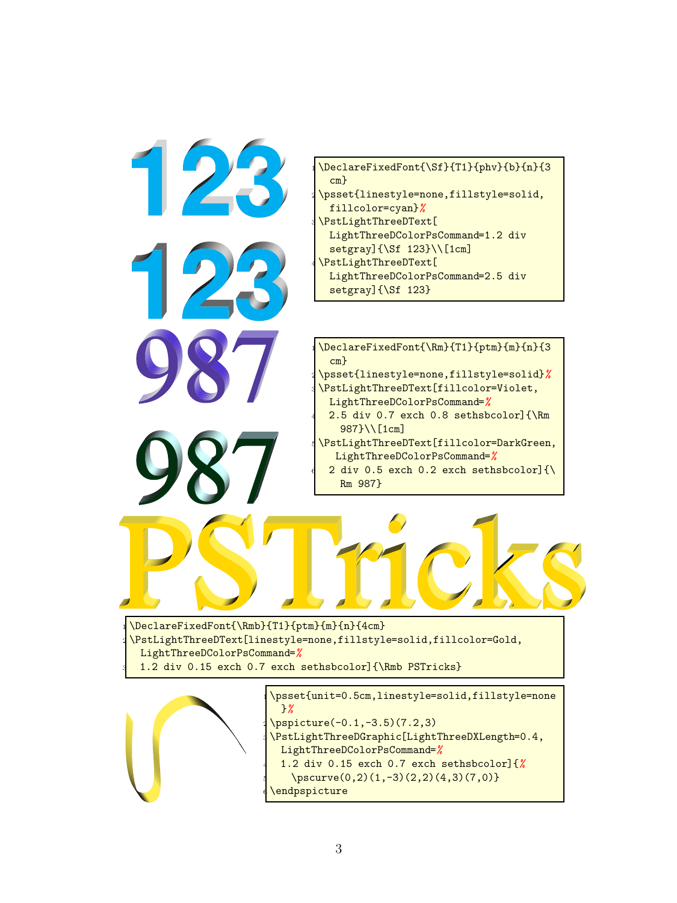123

123

```
\DeclareFixedFont{\Sf}{T1}{phv}{b}{n}{3cm}
\psset{linestyle=none,fillstyle=solid,fillcolor=cyan}%
\PstLightThreeDText[LightThreeDColorPsCommand=1.2 div setgray]{\Sf 123}\\[1cm]
\PstLightThreeDText[LightThreeDColorPsCommand=2.5 div setgray]{\Sf 123}
```

987

987

```
\DeclareFixedFont{\Rm}{T1}{ptm}{m}{n}{3cm}
\psset{linestyle=none,fillstyle=solid}%
\PstLightThreeDText[fillcolor=Violet,LightThreeDColorPsCommand=%
  2.5 div 0.7 exch 0.8 sethsbcolor]{\Rm 987}\\[1cm]
\PstLightThreeDText[fillcolor=DarkGreen,LightThreeDColorPsCommand=%
  2 div 0.5 exch 0.2 exch sethsbcolor]{\Rm 987}
```

PSTricks

```
\DeclareFixedFont{\Rmb}{T1}{ptm}{m}{n}{4cm}
\PstLightThreeDText[linestyle=none,fillstyle=solid,fillcolor=Gold,
  LightThreeDColorPsCommand=%
  1.2 div 0.15 exch 0.7 exch sethsbcolor]{\Rmb PSTricks}
```

```
\psset{unit=0.5cm,linestyle=solid,fillstyle=none}%
\pspicture(-0.1,-3.5)(7.2,3)
\PstLightThreeDGraphic[LightThreeDXLength=0.4,
  LightThreeDColorPsCommand=%
  1.2 div 0.15 exch 0.7 exch sethsbcolor]{%
    \pscurve(0,2)(1,-3)(2,2)(4,3)(7,0)}
\endpspicture
```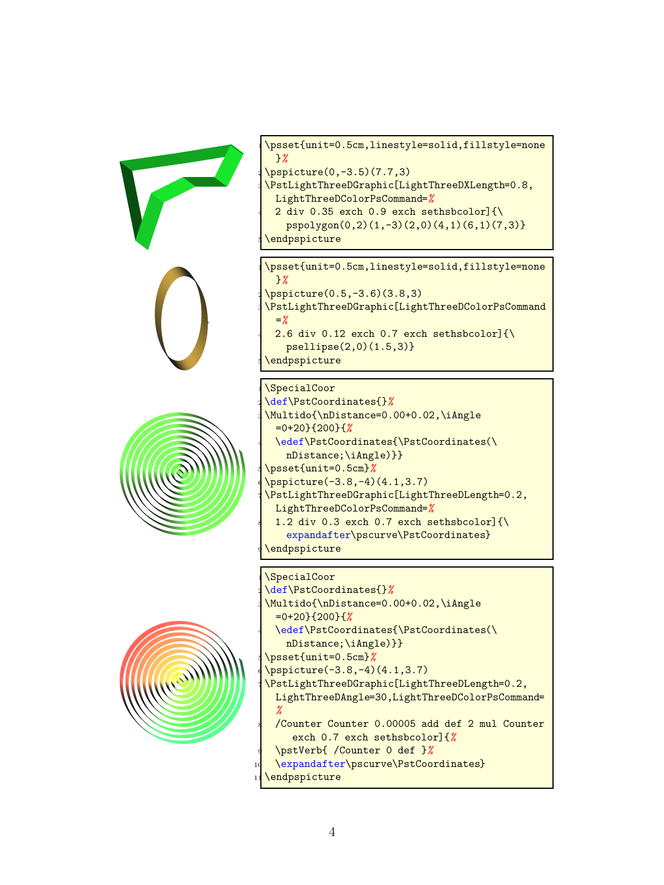```
\psset{unit=0.5cm,linestyle=solid,fillstyle=none}%
\pspicture(0,-3.5)(7.7,3)
\PstLightThreeDGraphic[LightThreeDXLength=0.8,
  LightThreeDColorPsCommand=%
  2 div 0.35 exch 0.9 exch sethsbcolor]{\
    pspolygon(0,2)(1,-3)(2,0)(4,1)(6,1)(7,3)}
\endpspicture
```

```
\psset{unit=0.5cm,linestyle=solid,fillstyle=none}%
\pspicture(0.5,-3.6)(3.8,3)
\PstLightThreeDGraphic[LightThreeDColorPsCommand=%
  2.6 div 0.12 exch 0.7 exch sethsbcolor]{\
    psellipse(2,0)(1.5,3)}
\endpspicture
```

```
\SpecialCoor
\def\PstCoordinates{}%
\Multido{\nDistance=0.00+0.02,\iAngle=0+20}{200}{%
  \edef\PstCoordinates{\PstCoordinates(\
    nDistance;\iAngle)}}
\psset{unit=0.5cm}%
\pspicture(-3.8,-4)(4.1,3.7)
\PstLightThreeDGraphic[LightThreeDLength=0.2,
  LightThreeDColorPsCommand=%
  1.2 div 0.3 exch 0.7 exch sethsbcolor]{\
    expandafter\pscurve\PstCoordinates}
\endpspicture
```

```
\SpecialCoor
\def\PstCoordinates{}%
\Multido{\nDistance=0.00+0.02,\iAngle=0+20}{200}{%
  \edef\PstCoordinates{\PstCoordinates(\
    nDistance;\iAngle)}}
\psset{unit=0.5cm}%
\pspicture(-3.8,-4)(4.1,3.7)
\PstLightThreeDGraphic[LightThreeDLength=0.2,
  LightThreeDAngle=30,LightThreeDColorPsCommand=
  %
  /Counter Counter 0.00005 add def 2 mul Counter
     exch 0.7 exch sethsbcolor]{%
  \pstVerb{ /Counter 0 def }%
  \expandafter\pscurve\PstCoordinates}
\endpspicture
```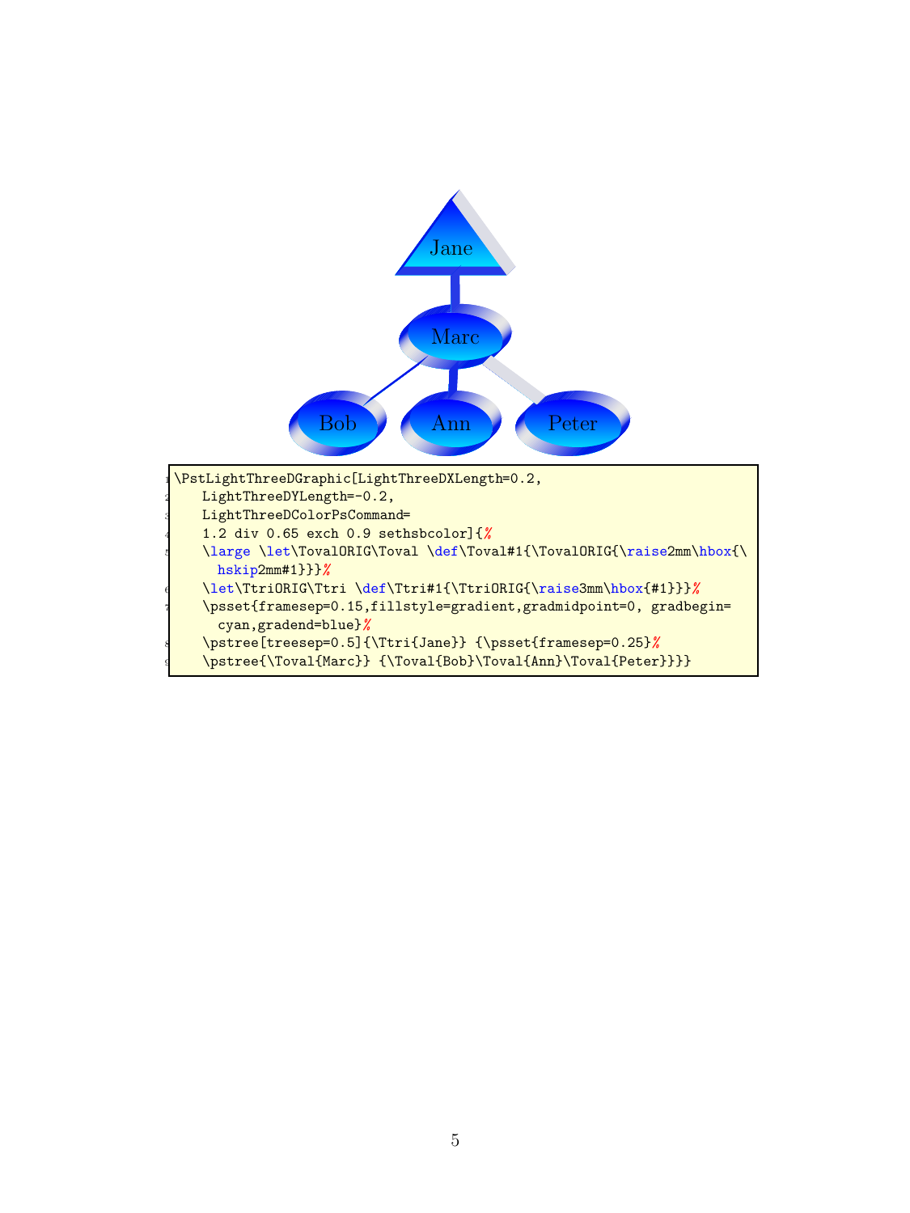Jane

Marc

Bob Ann Peter

```
\PstLightThreeDGraphic[LightThreeDXLength=0.2,
    LightThreeDYLength=-0.2,
    LightThreeDColorPsCommand=
    1.2 div 0.65 exch 0.9 sethsbcolor]{%
    \large \let\TovalORIG\Toval \def\Toval#1{\TovalORIG{\raise2mm\hbox{\
      hskip2mm#1}}}%
    \let\TtriORIG\Ttri \def\Ttri#1{\TtriORIG{\raise3mm\hbox{#1}}}%
    \psset{framesep=0.15,fillstyle=gradient,gradmidpoint=0, gradbegin=
      cyan,gradend=blue}%
    \pstree[treesep=0.5]{\Ttri{Jane}} {\psset{framesep=0.25}%
    \pstree{\Toval{Marc}} {\Toval{Bob}\Toval{Ann}\Toval{Peter}}}}
```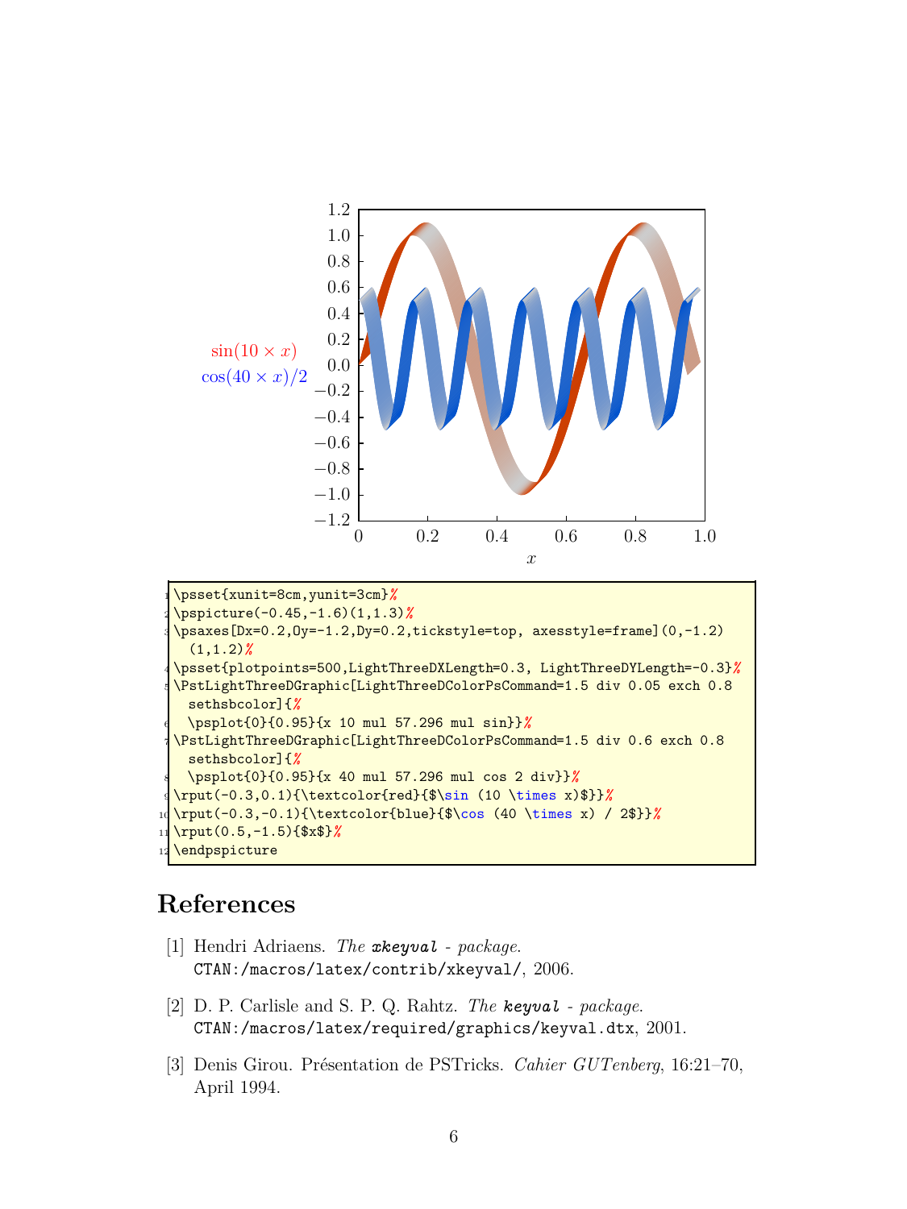```
\psset{xunit=8cm,yunit=3cm}%
\pspicture(-0.45,-1.6)(1,1.3)%
\psaxes[Dx=0.2,Oy=-1.2,Dy=0.2,tickstyle=top, axesstyle=frame](0,-1.2)
  (1,1.2)%
\psset{plotpoints=500,LightThreeDXLength=0.3, LightThreeDYLength=-0.3}%
\PstLightThreeDGraphic[LightThreeDColorPsCommand=1.5 div 0.05 exch 0.8
  sethsbcolor]{%
  \psplot{0}{0.95}{x 10 mul 57.296 mul sin}}%
\PstLightThreeDGraphic[LightThreeDColorPsCommand=1.5 div 0.6 exch 0.8
  sethsbcolor]{%
  \psplot{0}{0.95}{x 40 mul 57.296 mul cos 2 div}}%
\rput(-0.3,0.1){\textcolor{red}{$\sin (10 \times x)$}}%
\rput(-0.3,-0.1){\textcolor{blue}{$\cos (40 \times x) / 2$}}%
\rput(0.5,-1.5){$x$}%
\endpspicture
```

# References

[1] Hendri Adriaens. *The* ***xkeyval*** *- package.* `CTAN:/macros/latex/contrib/xkeyval/`, 2006.

[2] D. P. Carlisle and S. P. Q. Rahtz. *The* ***keyval*** *- package.* `CTAN:/macros/latex/required/graphics/keyval.dtx`, 2001.

[3] Denis Girou. Présentation de PSTricks. *Cahier GUTenberg*, 16:21–70, April 1994.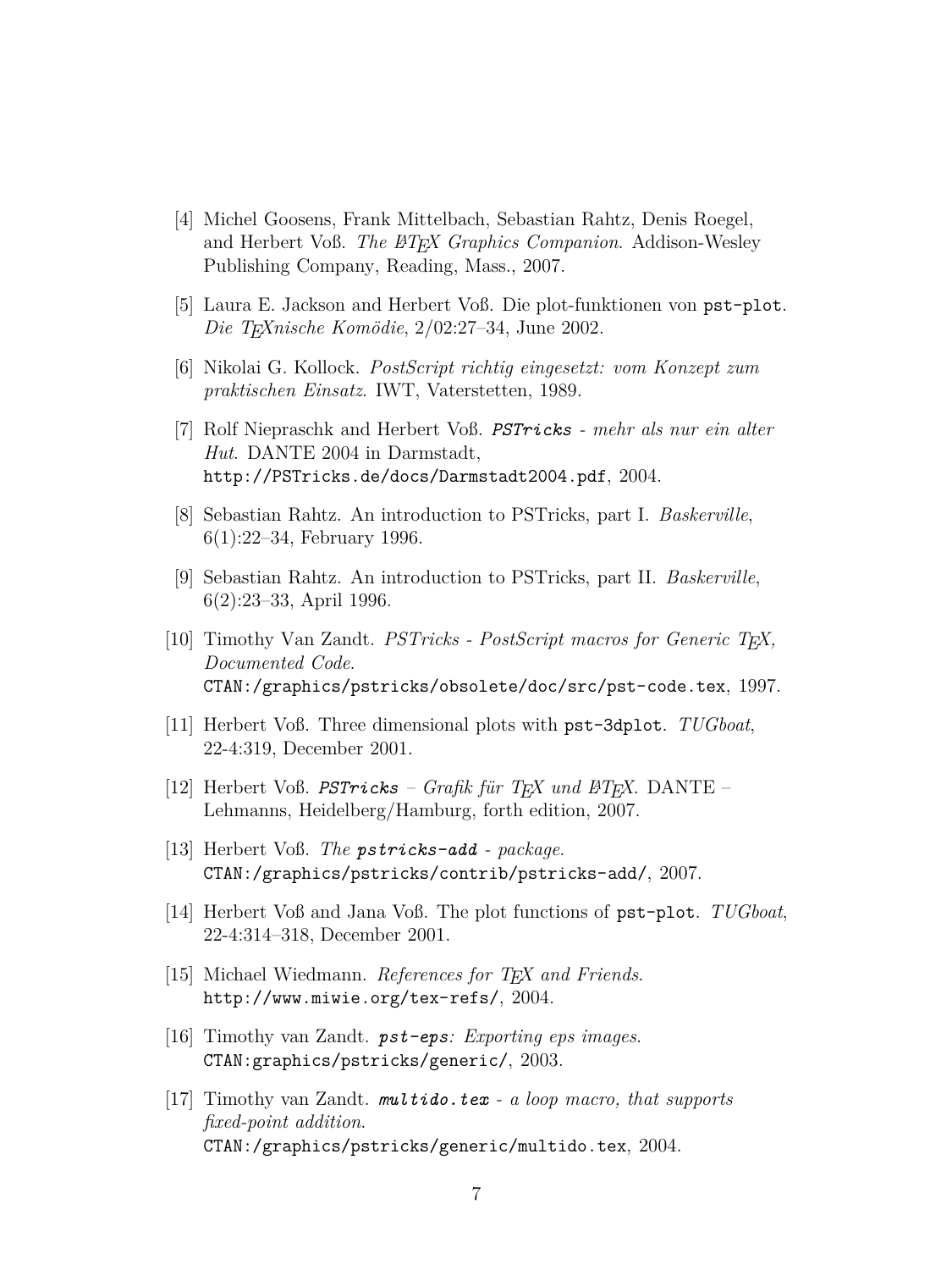[4] Michel Goosens, Frank Mittelbach, Sebastian Rahtz, Denis Roegel, and Herbert Voß. *The LaTeX Graphics Companion*. Addison-Wesley Publishing Company, Reading, Mass., 2007.

[5] Laura E. Jackson and Herbert Voß. Die plot-funktionen von `pst-plot`. *Die TeXnische Komödie*, 2/02:27–34, June 2002.

[6] Nikolai G. Kollock. *PostScript richtig eingesetzt: vom Konzept zum praktischen Einsatz*. IWT, Vaterstetten, 1989.

[7] Rolf Niepraschk and Herbert Voß. ***PSTricks*** *- mehr als nur ein alter Hut*. DANTE 2004 in Darmstadt, `http://PSTricks.de/docs/Darmstadt2004.pdf`, 2004.

[8] Sebastian Rahtz. An introduction to PSTricks, part I. *Baskerville*, 6(1):22–34, February 1996.

[9] Sebastian Rahtz. An introduction to PSTricks, part II. *Baskerville*, 6(2):23–33, April 1996.

[10] Timothy Van Zandt. *PSTricks - PostScript macros for Generic TeX, Documented Code*. `CTAN:/graphics/pstricks/obsolete/doc/src/pst-code.tex`, 1997.

[11] Herbert Voß. Three dimensional plots with `pst-3dplot`. *TUGboat*, 22-4:319, December 2001.

[12] Herbert Voß. ***PSTricks*** *– Grafik für TeX und LaTeX*. DANTE – Lehmanns, Heidelberg/Hamburg, forth edition, 2007.

[13] Herbert Voß. *The* ***pstricks-add*** *- package*. `CTAN:/graphics/pstricks/contrib/pstricks-add/`, 2007.

[14] Herbert Voß and Jana Voß. The plot functions of `pst-plot`. *TUGboat*, 22-4:314–318, December 2001.

[15] Michael Wiedmann. *References for TeX and Friends*. `http://www.miwie.org/tex-refs/`, 2004.

[16] Timothy van Zandt. ***pst-eps****: Exporting eps images*. `CTAN:graphics/pstricks/generic/`, 2003.

[17] Timothy van Zandt. ***multido.tex*** *- a loop macro, that supports fixed-point addition*. `CTAN:/graphics/pstricks/generic/multido.tex`, 2004.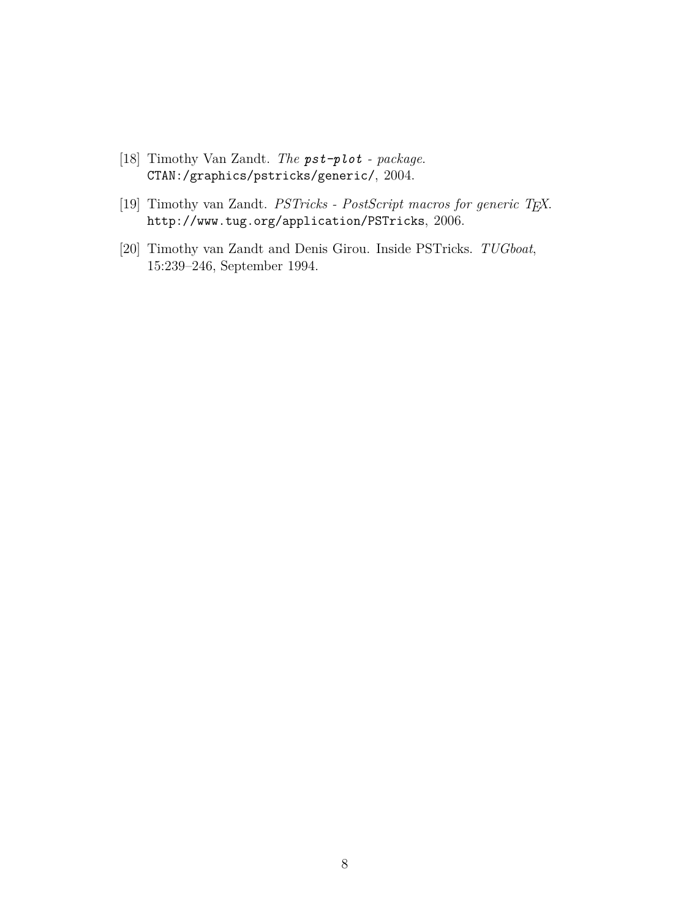[18] Timothy Van Zandt. *The* ***pst-plot*** *- package*. `CTAN:/graphics/pstricks/generic/`, 2004.

[19] Timothy van Zandt. *PSTricks - PostScript macros for generic TEX*. `http://www.tug.org/application/PSTricks`, 2006.

[20] Timothy van Zandt and Denis Girou. Inside PSTricks. *TUGboat*, 15:239–246, September 1994.